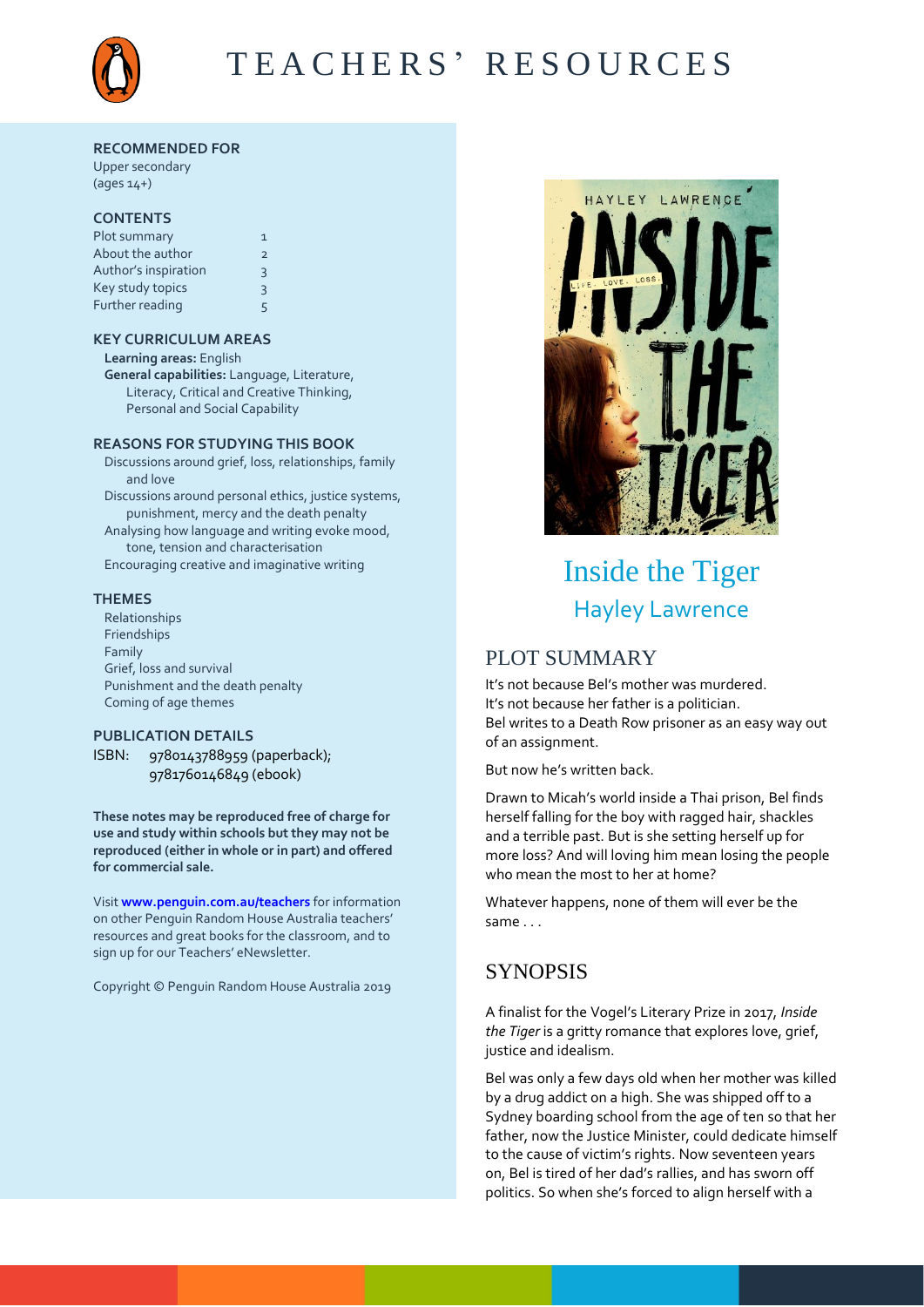# TEACHERS' RESOURCES

**RECOMMENDED FOR**
Upper secondary
(ages 14+)

**CONTENTS**

| | |
|---|---|
| Plot summary | 1 |
| About the author | 2 |
| Author's inspiration | 3 |
| Key study topics | 3 |
| Further reading | 5 |

**KEY CURRICULUM AREAS**

**Learning areas:** English
**General capabilities:** Language, Literature, Literacy, Critical and Creative Thinking, Personal and Social Capability

**REASONS FOR STUDYING THIS BOOK**

- Discussions around grief, loss, relationships, family and love
- Discussions around personal ethics, justice systems, punishment, mercy and the death penalty
- Analysing how language and writing evoke mood, tone, tension and characterisation
- Encouraging creative and imaginative writing

**THEMES**

- Relationships
- Friendships
- Family
- Grief, loss and survival
- Punishment and the death penalty
- Coming of age themes

**PUBLICATION DETAILS**

ISBN: 9780143788959 (paperback); 9781760146849 (ebook)

**These notes may be reproduced free of charge for use and study within schools but they may not be reproduced (either in whole or in part) and offered for commercial sale.**

Visit **www.penguin.com.au/teachers** for information on other Penguin Random House Australia teachers' resources and great books for the classroom, and to sign up for our Teachers' eNewsletter.

Copyright © Penguin Random House Australia 2019

# Inside the Tiger

## Hayley Lawrence

## PLOT SUMMARY

It's not because Bel's mother was murdered.
It's not because her father is a politician.
Bel writes to a Death Row prisoner as an easy way out of an assignment.

But now he's written back.

Drawn to Micah's world inside a Thai prison, Bel finds herself falling for the boy with ragged hair, shackles and a terrible past. But is she setting herself up for more loss? And will loving him mean losing the people who mean the most to her at home?

Whatever happens, none of them will ever be the same . . .

## SYNOPSIS

A finalist for the Vogel's Literary Prize in 2017, *Inside the Tiger* is a gritty romance that explores love, grief, justice and idealism.

Bel was only a few days old when her mother was killed by a drug addict on a high. She was shipped off to a Sydney boarding school from the age of ten so that her father, now the Justice Minister, could dedicate himself to the cause of victim's rights. Now seventeen years on, Bel is tired of her dad's rallies, and has sworn off politics. So when she's forced to align herself with a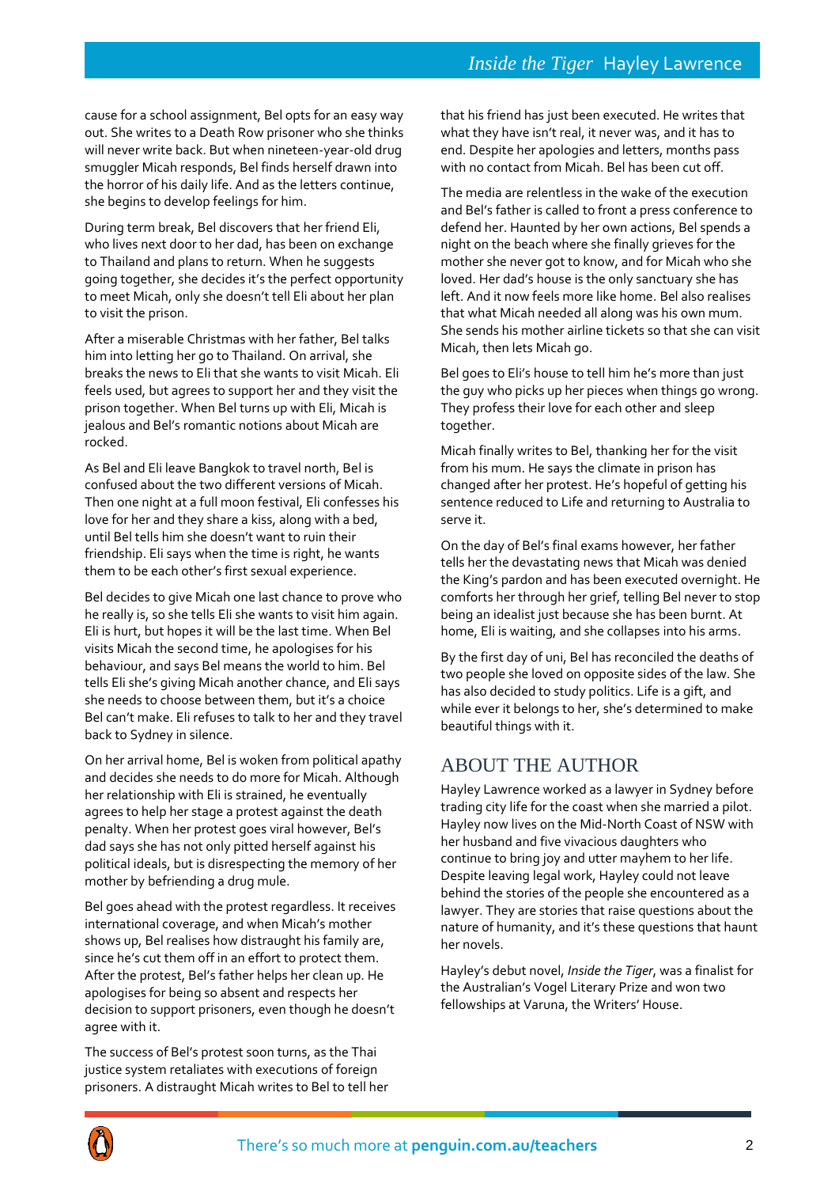cause for a school assignment, Bel opts for an easy way out. She writes to a Death Row prisoner who she thinks will never write back. But when nineteen-year-old drug smuggler Micah responds, Bel finds herself drawn into the horror of his daily life. And as the letters continue, she begins to develop feelings for him.

During term break, Bel discovers that her friend Eli, who lives next door to her dad, has been on exchange to Thailand and plans to return. When he suggests going together, she decides it's the perfect opportunity to meet Micah, only she doesn't tell Eli about her plan to visit the prison.

After a miserable Christmas with her father, Bel talks him into letting her go to Thailand. On arrival, she breaks the news to Eli that she wants to visit Micah. Eli feels used, but agrees to support her and they visit the prison together. When Bel turns up with Eli, Micah is jealous and Bel's romantic notions about Micah are rocked.

As Bel and Eli leave Bangkok to travel north, Bel is confused about the two different versions of Micah. Then one night at a full moon festival, Eli confesses his love for her and they share a kiss, along with a bed, until Bel tells him she doesn't want to ruin their friendship. Eli says when the time is right, he wants them to be each other's first sexual experience.

Bel decides to give Micah one last chance to prove who he really is, so she tells Eli she wants to visit him again. Eli is hurt, but hopes it will be the last time. When Bel visits Micah the second time, he apologises for his behaviour, and says Bel means the world to him. Bel tells Eli she's giving Micah another chance, and Eli says she needs to choose between them, but it's a choice Bel can't make. Eli refuses to talk to her and they travel back to Sydney in silence.

On her arrival home, Bel is woken from political apathy and decides she needs to do more for Micah. Although her relationship with Eli is strained, he eventually agrees to help her stage a protest against the death penalty. When her protest goes viral however, Bel's dad says she has not only pitted herself against his political ideals, but is disrespecting the memory of her mother by befriending a drug mule.

Bel goes ahead with the protest regardless. It receives international coverage, and when Micah's mother shows up, Bel realises how distraught his family are, since he's cut them off in an effort to protect them. After the protest, Bel's father helps her clean up. He apologises for being so absent and respects her decision to support prisoners, even though he doesn't agree with it.

The success of Bel's protest soon turns, as the Thai justice system retaliates with executions of foreign prisoners. A distraught Micah writes to Bel to tell her that his friend has just been executed. He writes that what they have isn't real, it never was, and it has to end. Despite her apologies and letters, months pass with no contact from Micah. Bel has been cut off.

The media are relentless in the wake of the execution and Bel's father is called to front a press conference to defend her. Haunted by her own actions, Bel spends a night on the beach where she finally grieves for the mother she never got to know, and for Micah who she loved. Her dad's house is the only sanctuary she has left. And it now feels more like home. Bel also realises that what Micah needed all along was his own mum. She sends his mother airline tickets so that she can visit Micah, then lets Micah go.

Bel goes to Eli's house to tell him he's more than just the guy who picks up her pieces when things go wrong. They profess their love for each other and sleep together.

Micah finally writes to Bel, thanking her for the visit from his mum. He says the climate in prison has changed after her protest. He's hopeful of getting his sentence reduced to Life and returning to Australia to serve it.

On the day of Bel's final exams however, her father tells her the devastating news that Micah was denied the King's pardon and has been executed overnight. He comforts her through her grief, telling Bel never to stop being an idealist just because she has been burnt. At home, Eli is waiting, and she collapses into his arms.

By the first day of uni, Bel has reconciled the deaths of two people she loved on opposite sides of the law. She has also decided to study politics. Life is a gift, and while ever it belongs to her, she's determined to make beautiful things with it.

## ABOUT THE AUTHOR

Hayley Lawrence worked as a lawyer in Sydney before trading city life for the coast when she married a pilot. Hayley now lives on the Mid-North Coast of NSW with her husband and five vivacious daughters who continue to bring joy and utter mayhem to her life. Despite leaving legal work, Hayley could not leave behind the stories of the people she encountered as a lawyer. They are stories that raise questions about the nature of humanity, and it's these questions that haunt her novels.

Hayley's debut novel, *Inside the Tiger*, was a finalist for the Australian's Vogel Literary Prize and won two fellowships at Varuna, the Writers' House.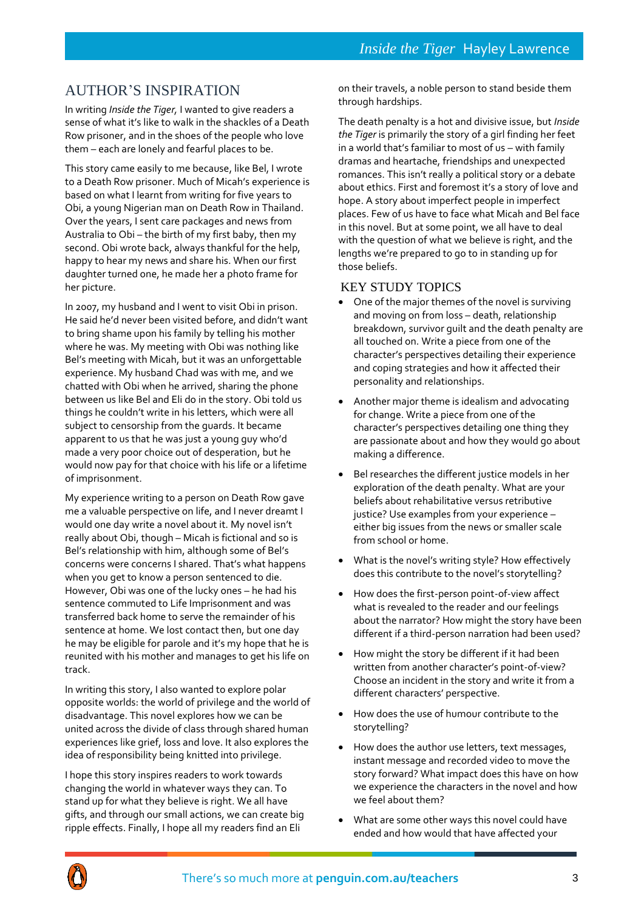## AUTHOR'S INSPIRATION

In writing *Inside the Tiger,* I wanted to give readers a sense of what it's like to walk in the shackles of a Death Row prisoner, and in the shoes of the people who love them – each are lonely and fearful places to be.

This story came easily to me because, like Bel, I wrote to a Death Row prisoner. Much of Micah's experience is based on what I learnt from writing for five years to Obi, a young Nigerian man on Death Row in Thailand. Over the years, I sent care packages and news from Australia to Obi – the birth of my first baby, then my second. Obi wrote back, always thankful for the help, happy to hear my news and share his. When our first daughter turned one, he made her a photo frame for her picture.

In 2007, my husband and I went to visit Obi in prison. He said he'd never been visited before, and didn't want to bring shame upon his family by telling his mother where he was. My meeting with Obi was nothing like Bel's meeting with Micah, but it was an unforgettable experience. My husband Chad was with me, and we chatted with Obi when he arrived, sharing the phone between us like Bel and Eli do in the story. Obi told us things he couldn't write in his letters, which were all subject to censorship from the guards. It became apparent to us that he was just a young guy who'd made a very poor choice out of desperation, but he would now pay for that choice with his life or a lifetime of imprisonment.

My experience writing to a person on Death Row gave me a valuable perspective on life, and I never dreamt I would one day write a novel about it. My novel isn't really about Obi, though – Micah is fictional and so is Bel's relationship with him, although some of Bel's concerns were concerns I shared. That's what happens when you get to know a person sentenced to die. However, Obi was one of the lucky ones – he had his sentence commuted to Life Imprisonment and was transferred back home to serve the remainder of his sentence at home. We lost contact then, but one day he may be eligible for parole and it's my hope that he is reunited with his mother and manages to get his life on track.

In writing this story, I also wanted to explore polar opposite worlds: the world of privilege and the world of disadvantage. This novel explores how we can be united across the divide of class through shared human experiences like grief, loss and love. It also explores the idea of responsibility being knitted into privilege.

I hope this story inspires readers to work towards changing the world in whatever ways they can. To stand up for what they believe is right. We all have gifts, and through our small actions, we can create big ripple effects. Finally, I hope all my readers find an Eli on their travels, a noble person to stand beside them through hardships.

The death penalty is a hot and divisive issue, but *Inside the Tiger* is primarily the story of a girl finding her feet in a world that's familiar to most of us – with family dramas and heartache, friendships and unexpected romances. This isn't really a political story or a debate about ethics. First and foremost it's a story of love and hope. A story about imperfect people in imperfect places. Few of us have to face what Micah and Bel face in this novel. But at some point, we all have to deal with the question of what we believe is right, and the lengths we're prepared to go to in standing up for those beliefs.

## KEY STUDY TOPICS

- One of the major themes of the novel is surviving and moving on from loss – death, relationship breakdown, survivor guilt and the death penalty are all touched on. Write a piece from one of the character's perspectives detailing their experience and coping strategies and how it affected their personality and relationships.
- Another major theme is idealism and advocating for change. Write a piece from one of the character's perspectives detailing one thing they are passionate about and how they would go about making a difference.
- Bel researches the different justice models in her exploration of the death penalty. What are your beliefs about rehabilitative versus retributive justice? Use examples from your experience – either big issues from the news or smaller scale from school or home.
- What is the novel's writing style? How effectively does this contribute to the novel's storytelling?
- How does the first-person point-of-view affect what is revealed to the reader and our feelings about the narrator? How might the story have been different if a third-person narration had been used?
- How might the story be different if it had been written from another character's point-of-view? Choose an incident in the story and write it from a different characters' perspective.
- How does the use of humour contribute to the storytelling?
- How does the author use letters, text messages, instant message and recorded video to move the story forward? What impact does this have on how we experience the characters in the novel and how we feel about them?
- What are some other ways this novel could have ended and how would that have affected your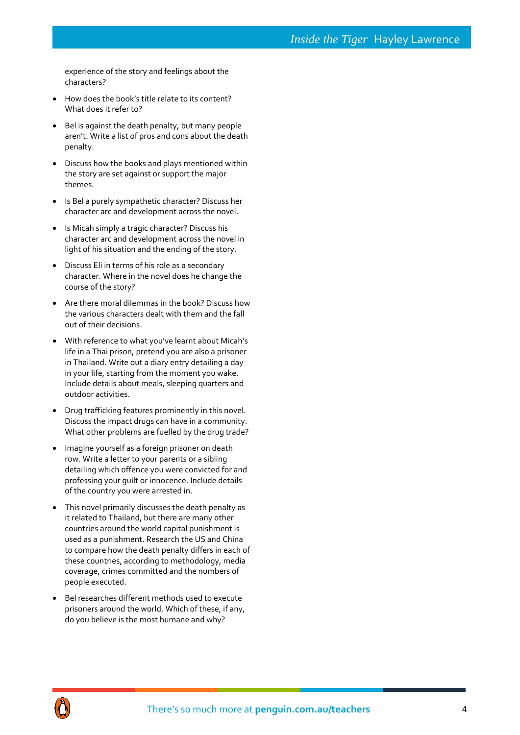experience of the story and feelings about the characters?

- How does the book's title relate to its content? What does it refer to?
- Bel is against the death penalty, but many people aren't. Write a list of pros and cons about the death penalty.
- Discuss how the books and plays mentioned within the story are set against or support the major themes.
- Is Bel a purely sympathetic character? Discuss her character arc and development across the novel.
- Is Micah simply a tragic character? Discuss his character arc and development across the novel in light of his situation and the ending of the story.
- Discuss Eli in terms of his role as a secondary character. Where in the novel does he change the course of the story?
- Are there moral dilemmas in the book? Discuss how the various characters dealt with them and the fall out of their decisions.
- With reference to what you've learnt about Micah's life in a Thai prison, pretend you are also a prisoner in Thailand. Write out a diary entry detailing a day in your life, starting from the moment you wake. Include details about meals, sleeping quarters and outdoor activities.
- Drug trafficking features prominently in this novel. Discuss the impact drugs can have in a community. What other problems are fuelled by the drug trade?
- Imagine yourself as a foreign prisoner on death row. Write a letter to your parents or a sibling detailing which offence you were convicted for and professing your guilt or innocence. Include details of the country you were arrested in.
- This novel primarily discusses the death penalty as it related to Thailand, but there are many other countries around the world capital punishment is used as a punishment. Research the US and China to compare how the death penalty differs in each of these countries, according to methodology, media coverage, crimes committed and the numbers of people executed.
- Bel researches different methods used to execute prisoners around the world. Which of these, if any, do you believe is the most humane and why?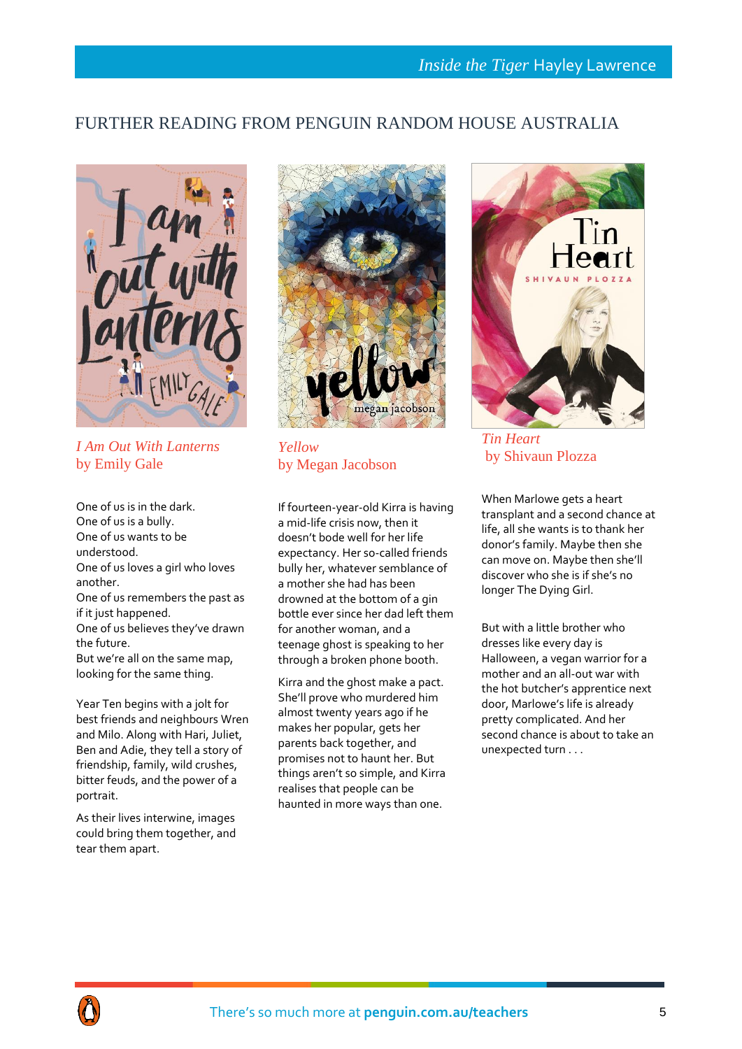## FURTHER READING FROM PENGUIN RANDOM HOUSE AUSTRALIA

### *I Am Out With Lanterns* by Emily Gale

One of us is in the dark.
One of us is a bully.
One of us wants to be understood.
One of us loves a girl who loves another.
One of us remembers the past as if it just happened.
One of us believes they've drawn the future.
But we're all on the same map, looking for the same thing.

Year Ten begins with a jolt for best friends and neighbours Wren and Milo. Along with Hari, Juliet, Ben and Adie, they tell a story of friendship, family, wild crushes, bitter feuds, and the power of a portrait.

As their lives interwine, images could bring them together, and tear them apart.

### *Yellow* by Megan Jacobson

If fourteen-year-old Kirra is having a mid-life crisis now, then it doesn't bode well for her life expectancy. Her so-called friends bully her, whatever semblance of a mother she had has been drowned at the bottom of a gin bottle ever since her dad left them for another woman, and a teenage ghost is speaking to her through a broken phone booth.

Kirra and the ghost make a pact. She'll prove who murdered him almost twenty years ago if he makes her popular, gets her parents back together, and promises not to haunt her. But things aren't so simple, and Kirra realises that people can be haunted in more ways than one.

### *Tin Heart* by Shivaun Plozza

When Marlowe gets a heart transplant and a second chance at life, all she wants is to thank her donor's family. Maybe then she can move on. Maybe then she'll discover who she is if she's no longer The Dying Girl.

But with a little brother who dresses like every day is Halloween, a vegan warrior for a mother and an all-out war with the hot butcher's apprentice next door, Marlowe's life is already pretty complicated. And her second chance is about to take an unexpected turn . . .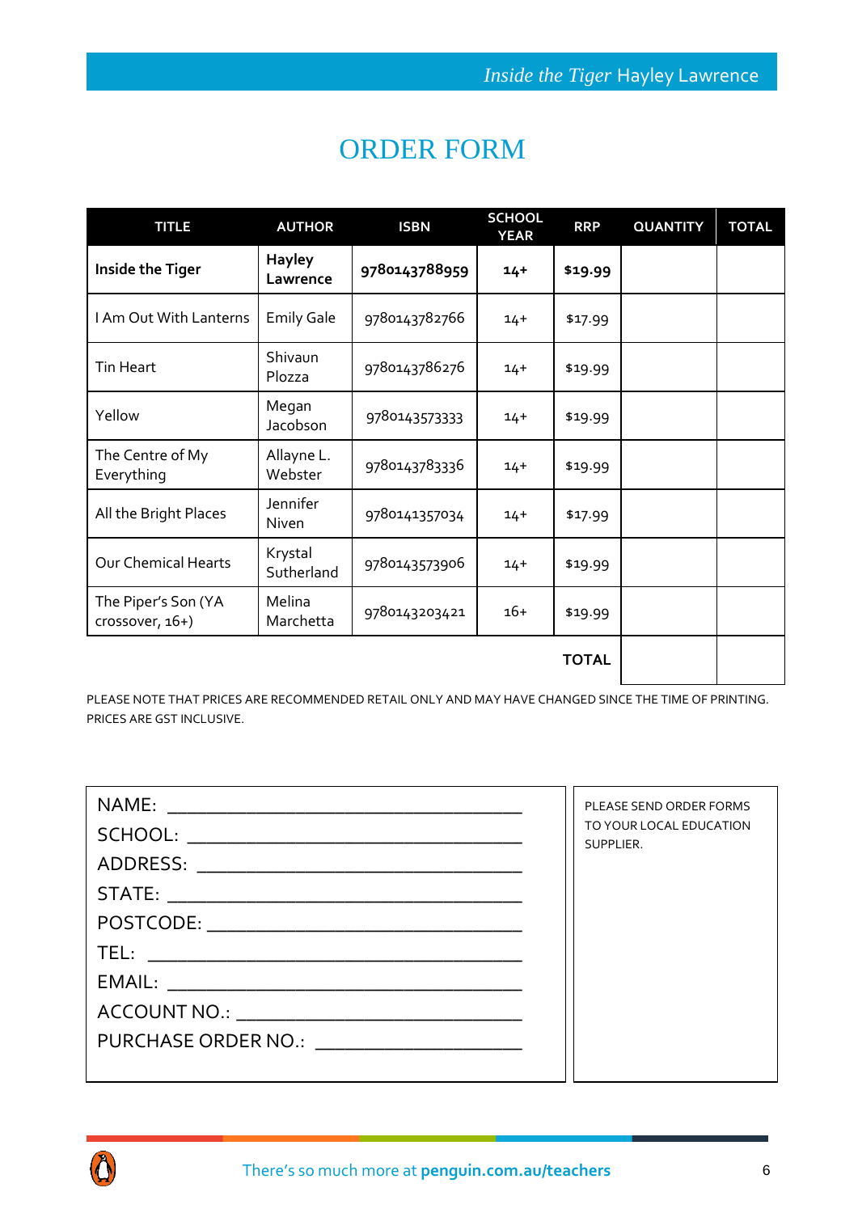# ORDER FORM

| TITLE | AUTHOR | ISBN | SCHOOL YEAR | RRP | QUANTITY | TOTAL |
|---|---|---|---|---|---|---|
| **Inside the Tiger** | **Hayley Lawrence** | **9780143788959** | **14+** | **$19.99** | | |
| I Am Out With Lanterns | Emily Gale | 9780143782766 | 14+ | $17.99 | | |
| Tin Heart | Shivaun Plozza | 9780143786276 | 14+ | $19.99 | | |
| Yellow | Megan Jacobson | 9780143573333 | 14+ | $19.99 | | |
| The Centre of My Everything | Allayne L. Webster | 9780143783336 | 14+ | $19.99 | | |
| All the Bright Places | Jennifer Niven | 9780141357034 | 14+ | $17.99 | | |
| Our Chemical Hearts | Krystal Sutherland | 9780143573906 | 14+ | $19.99 | | |
| The Piper's Son (YA crossover, 16+) | Melina Marchetta | 9780143203421 | 16+ | $19.99 | | |
| | | | | **TOTAL** | | |

PLEASE NOTE THAT PRICES ARE RECOMMENDED RETAIL ONLY AND MAY HAVE CHANGED SINCE THE TIME OF PRINTING. PRICES ARE GST INCLUSIVE.

NAME: ___________________________________

SCHOOL: _________________________________

ADDRESS: ________________________________

STATE: __________________________________

POSTCODE: _______________________________

TEL: ____________________________________

EMAIL: __________________________________

ACCOUNT NO.: ____________________________

PURCHASE ORDER NO.: _____________________

PLEASE SEND ORDER FORMS TO YOUR LOCAL EDUCATION SUPPLIER.

There's so much more at **penguin.com.au/teachers**